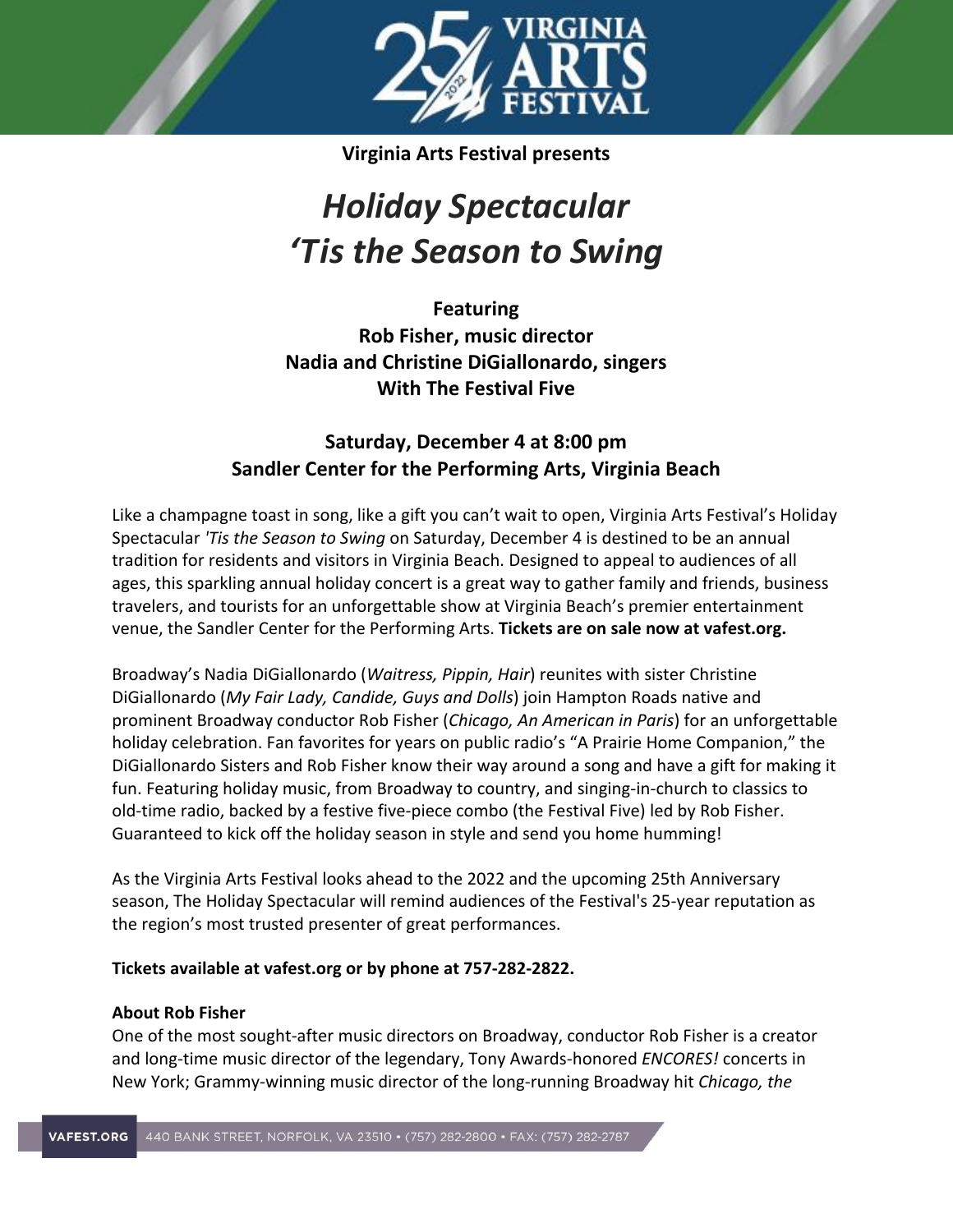**Virginia Arts Festival presents**

# *Holiday Spectacular*
# *'Tis the Season to Swing*

**Featuring**
**Rob Fisher, music director**
**Nadia and Christine DiGiallonardo, singers**
**With The Festival Five**

**Saturday, December 4 at 8:00 pm**
**Sandler Center for the Performing Arts, Virginia Beach**

Like a champagne toast in song, like a gift you can't wait to open, Virginia Arts Festival's Holiday Spectacular *'Tis the Season to Swing* on Saturday, December 4 is destined to be an annual tradition for residents and visitors in Virginia Beach. Designed to appeal to audiences of all ages, this sparkling annual holiday concert is a great way to gather family and friends, business travelers, and tourists for an unforgettable show at Virginia Beach's premier entertainment venue, the Sandler Center for the Performing Arts. **Tickets are on sale now at vafest.org.**

Broadway's Nadia DiGiallonardo (*Waitress, Pippin, Hair*) reunites with sister Christine DiGiallonardo (*My Fair Lady, Candide, Guys and Dolls*) join Hampton Roads native and prominent Broadway conductor Rob Fisher (*Chicago, An American in Paris*) for an unforgettable holiday celebration. Fan favorites for years on public radio's "A Prairie Home Companion," the DiGiallonardo Sisters and Rob Fisher know their way around a song and have a gift for making it fun. Featuring holiday music, from Broadway to country, and singing-in-church to classics to old-time radio, backed by a festive five-piece combo (the Festival Five) led by Rob Fisher. Guaranteed to kick off the holiday season in style and send you home humming!

As the Virginia Arts Festival looks ahead to the 2022 and the upcoming 25th Anniversary season, The Holiday Spectacular will remind audiences of the Festival's 25-year reputation as the region's most trusted presenter of great performances.

**Tickets available at vafest.org or by phone at 757-282-2822.**

**About Rob Fisher**
One of the most sought-after music directors on Broadway, conductor Rob Fisher is a creator and long-time music director of the legendary, Tony Awards-honored *ENCORES!* concerts in New York; Grammy-winning music director of the long-running Broadway hit *Chicago, the*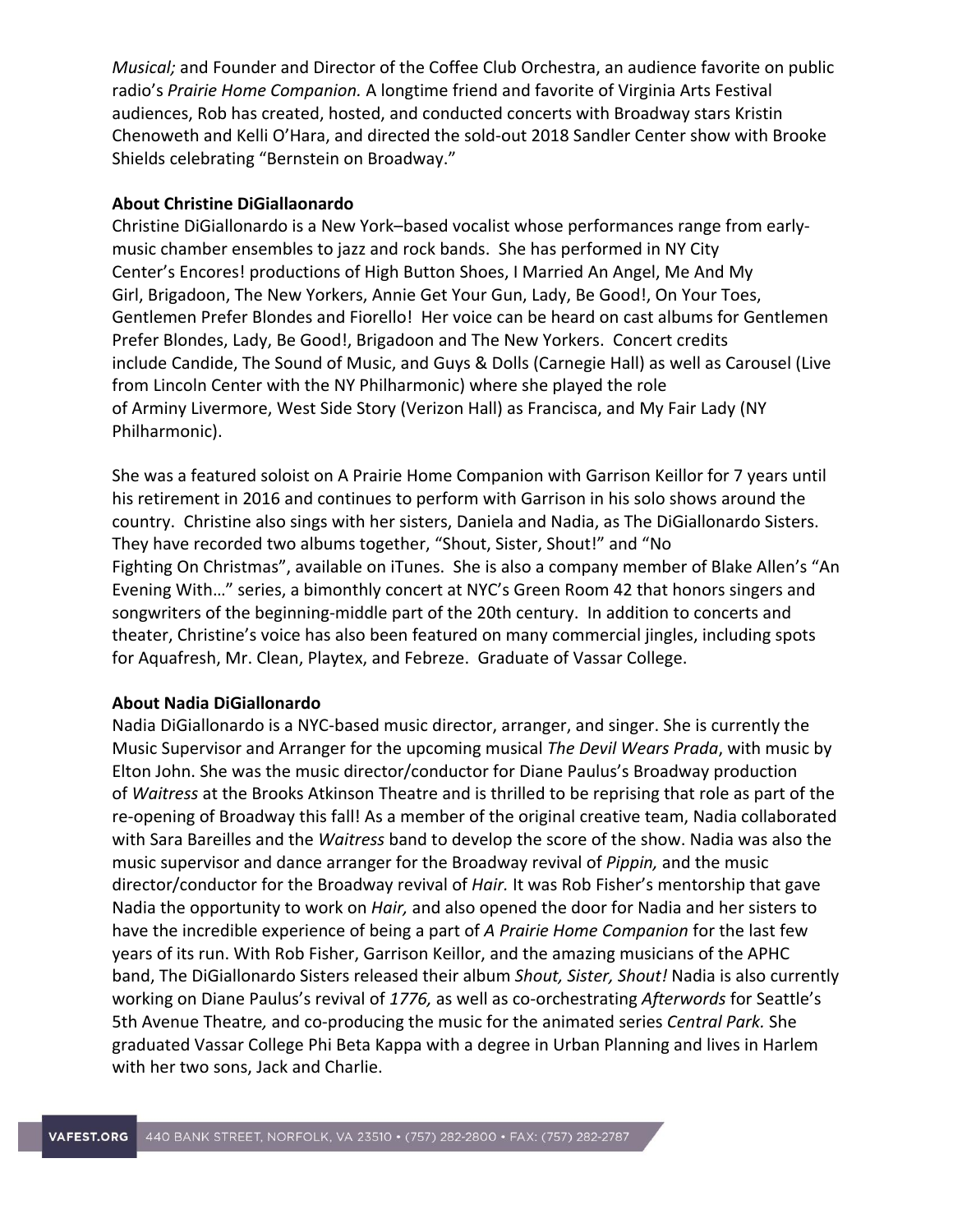*Musical;* and Founder and Director of the Coffee Club Orchestra, an audience favorite on public radio's *Prairie Home Companion.* A longtime friend and favorite of Virginia Arts Festival audiences, Rob has created, hosted, and conducted concerts with Broadway stars Kristin Chenoweth and Kelli O'Hara, and directed the sold-out 2018 Sandler Center show with Brooke Shields celebrating "Bernstein on Broadway."

**About Christine DiGiallaonardo**

Christine DiGiallonardo is a New York–based vocalist whose performances range from early-music chamber ensembles to jazz and rock bands. She has performed in NY City Center's Encores! productions of High Button Shoes, I Married An Angel, Me And My Girl, Brigadoon, The New Yorkers, Annie Get Your Gun, Lady, Be Good!, On Your Toes, Gentlemen Prefer Blondes and Fiorello! Her voice can be heard on cast albums for Gentlemen Prefer Blondes, Lady, Be Good!, Brigadoon and The New Yorkers. Concert credits include Candide, The Sound of Music, and Guys & Dolls (Carnegie Hall) as well as Carousel (Live from Lincoln Center with the NY Philharmonic) where she played the role of Arminy Livermore, West Side Story (Verizon Hall) as Francisca, and My Fair Lady (NY Philharmonic).

She was a featured soloist on A Prairie Home Companion with Garrison Keillor for 7 years until his retirement in 2016 and continues to perform with Garrison in his solo shows around the country. Christine also sings with her sisters, Daniela and Nadia, as The DiGiallonardo Sisters. They have recorded two albums together, "Shout, Sister, Shout!" and "No Fighting On Christmas", available on iTunes. She is also a company member of Blake Allen's "An Evening With…" series, a bimonthly concert at NYC's Green Room 42 that honors singers and songwriters of the beginning-middle part of the 20th century. In addition to concerts and theater, Christine's voice has also been featured on many commercial jingles, including spots for Aquafresh, Mr. Clean, Playtex, and Febreze. Graduate of Vassar College.

**About Nadia DiGiallonardo**

Nadia DiGiallonardo is a NYC-based music director, arranger, and singer. She is currently the Music Supervisor and Arranger for the upcoming musical *The Devil Wears Prada*, with music by Elton John. She was the music director/conductor for Diane Paulus's Broadway production of *Waitress* at the Brooks Atkinson Theatre and is thrilled to be reprising that role as part of the re-opening of Broadway this fall! As a member of the original creative team, Nadia collaborated with Sara Bareilles and the *Waitress* band to develop the score of the show. Nadia was also the music supervisor and dance arranger for the Broadway revival of *Pippin,* and the music director/conductor for the Broadway revival of *Hair.* It was Rob Fisher's mentorship that gave Nadia the opportunity to work on *Hair,* and also opened the door for Nadia and her sisters to have the incredible experience of being a part of *A Prairie Home Companion* for the last few years of its run. With Rob Fisher, Garrison Keillor, and the amazing musicians of the APHC band, The DiGiallonardo Sisters released their album *Shout, Sister, Shout!* Nadia is also currently working on Diane Paulus's revival of *1776,* as well as co-orchestrating *Afterwords* for Seattle's 5th Avenue Theatre*,* and co-producing the music for the animated series *Central Park.* She graduated Vassar College Phi Beta Kappa with a degree in Urban Planning and lives in Harlem with her two sons, Jack and Charlie.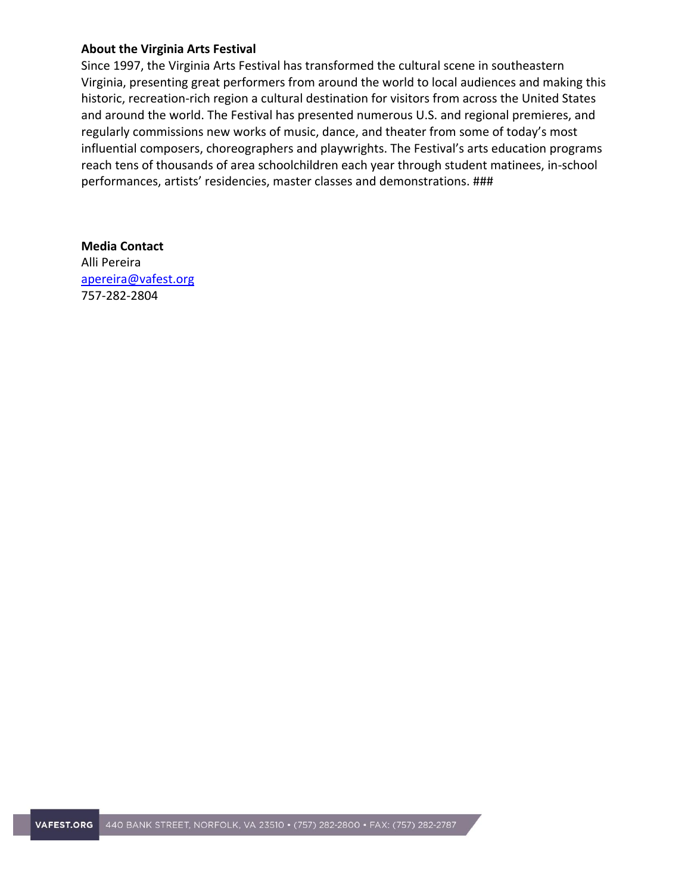**About the Virginia Arts Festival**

Since 1997, the Virginia Arts Festival has transformed the cultural scene in southeastern Virginia, presenting great performers from around the world to local audiences and making this historic, recreation-rich region a cultural destination for visitors from across the United States and around the world. The Festival has presented numerous U.S. and regional premieres, and regularly commissions new works of music, dance, and theater from some of today's most influential composers, choreographers and playwrights. The Festival's arts education programs reach tens of thousands of area schoolchildren each year through student matinees, in-school performances, artists' residencies, master classes and demonstrations. ###

**Media Contact**

Alli Pereira
apereira@vafest.org
757-282-2804

VAFEST.ORG 440 BANK STREET, NORFOLK, VA 23510 • (757) 282-2800 • FAX: (757) 282-2787